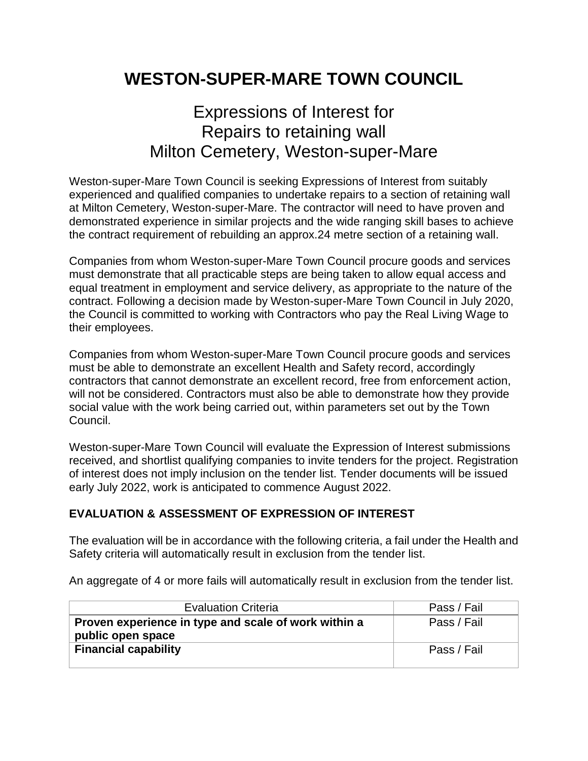# WESTON-SUPER-MARE TOWN COUNCIL

## Expressions of Interest for Repairs to retaining wall Milton Cemetery, Weston-super-Mare

Weston-super-Mare Town Council is seeking Expressions of Interest from suitably experienced and qualified companies to undertake repairs to a section of retaining wall at Milton Cemetery, Weston-super-Mare. The contractor will need to have proven and demonstrated experience in similar projects and the wide ranging skill bases to achieve the contract requirement of rebuilding an approx.24 metre section of a retaining wall.

Companies from whom Weston-super-Mare Town Council procure goods and services must demonstrate that all practicable steps are being taken to allow equal access and equal treatment in employment and service delivery, as appropriate to the nature of the contract. Following a decision made by Weston-super-Mare Town Council in July 2020, the Council is committed to working with Contractors who pay the Real Living Wage to their employees.

Companies from whom Weston-super-Mare Town Council procure goods and services must be able to demonstrate an excellent Health and Safety record, accordingly contractors that cannot demonstrate an excellent record, free from enforcement action, will not be considered. Contractors must also be able to demonstrate how they provide social value with the work being carried out, within parameters set out by the Town Council.

Weston-super-Mare Town Council will evaluate the Expression of Interest submissions received, and shortlist qualifying companies to invite tenders for the project. Registration of interest does not imply inclusion on the tender list. Tender documents will be issued early July 2022, work is anticipated to commence August 2022.

### EVALUATION & ASSESSMENT OF EXPRESSION OF INTEREST

The evaluation will be in accordance with the following criteria, a fail under the Health and Safety criteria will automatically result in exclusion from the tender list.

An aggregate of 4 or more fails will automatically result in exclusion from the tender list.

| Evaluation Criteria | Pass / Fail |
|---|---|
| **Proven experience in type and scale of work within a public open space** | Pass / Fail |
| **Financial capability** | Pass / Fail |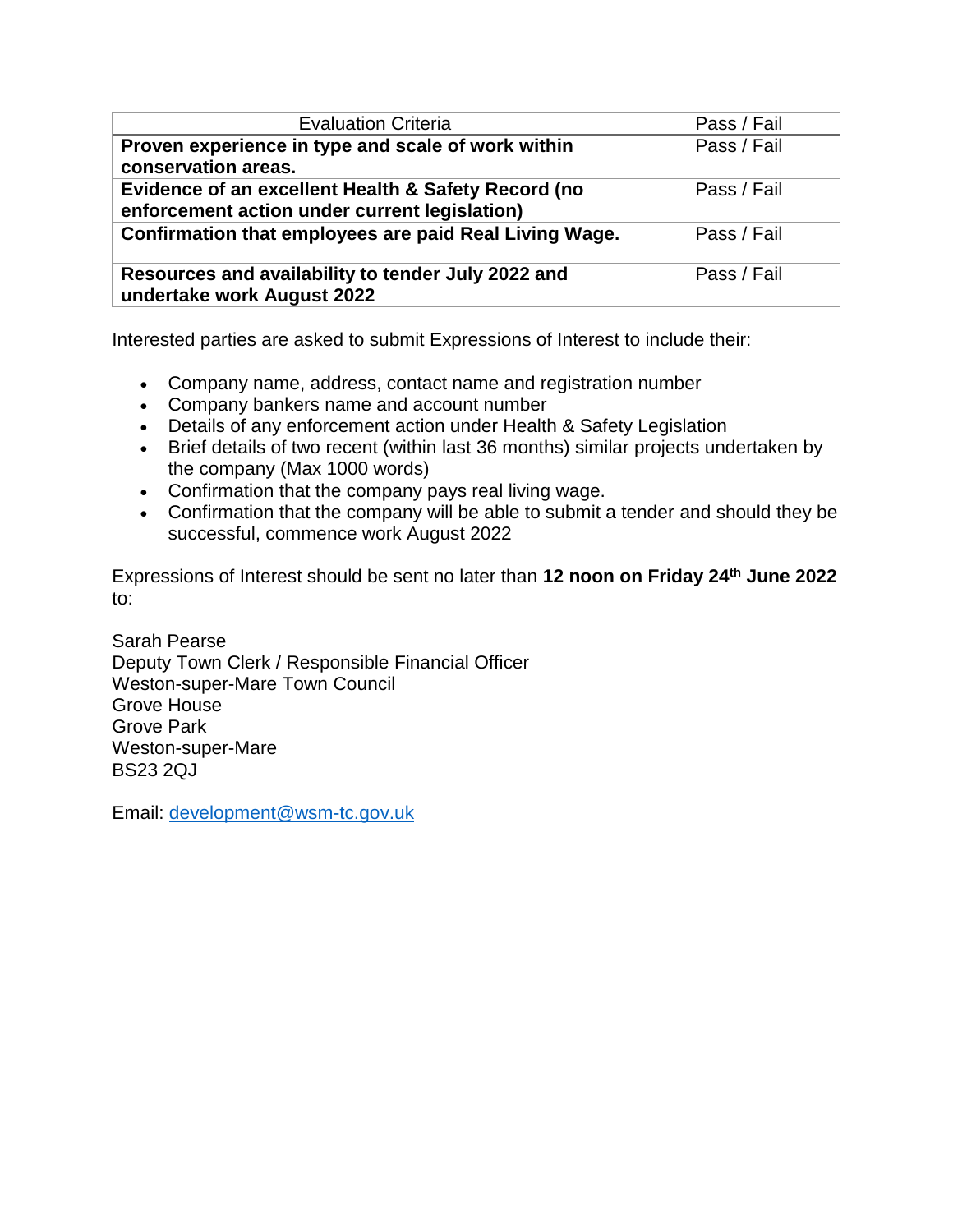| Evaluation Criteria | Pass / Fail |
| --- | --- |
| **Proven experience in type and scale of work within conservation areas.** | Pass / Fail |
| **Evidence of an excellent Health & Safety Record (no enforcement action under current legislation)** | Pass / Fail |
| **Confirmation that employees are paid Real Living Wage.** | Pass / Fail |
| **Resources and availability to tender July 2022 and undertake work August 2022** | Pass / Fail |

Interested parties are asked to submit Expressions of Interest to include their:

- Company name, address, contact name and registration number
- Company bankers name and account number
- Details of any enforcement action under Health & Safety Legislation
- Brief details of two recent (within last 36 months) similar projects undertaken by the company (Max 1000 words)
- Confirmation that the company pays real living wage.
- Confirmation that the company will be able to submit a tender and should they be successful, commence work August 2022

Expressions of Interest should be sent no later than **12 noon on Friday 24th June 2022** to:

Sarah Pearse
Deputy Town Clerk / Responsible Financial Officer
Weston-super-Mare Town Council
Grove House
Grove Park
Weston-super-Mare
BS23 2QJ

Email: development@wsm-tc.gov.uk